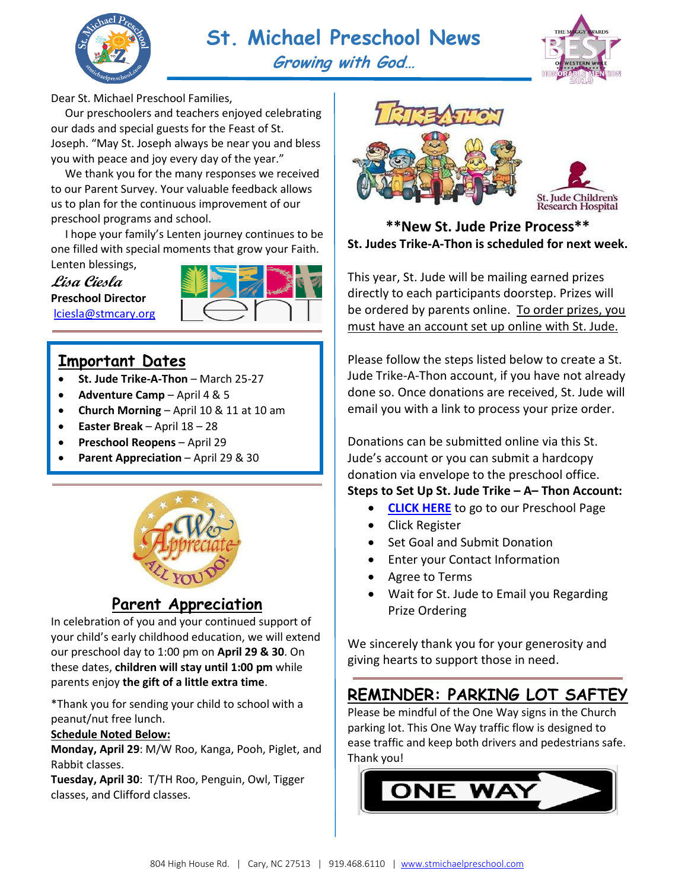# St. Michael Preschool News

## *Growing with God…*

Dear St. Michael Preschool Families,

Our preschoolers and teachers enjoyed celebrating our dads and special guests for the Feast of St. Joseph. "May St. Joseph always be near you and bless you with peace and joy every day of the year."

We thank you for the many responses we received to our Parent Survey. Your valuable feedback allows us to plan for the continuous improvement of our preschool programs and school.

I hope your family's Lenten journey continues to be one filled with special moments that grow your Faith.

Lenten blessings,

*Lisa Ciesla*
**Preschool Director**
lciesla@stmcary.org

## Important Dates

- **St. Jude Trike-A-Thon** – March 25-27
- **Adventure Camp** – April 4 & 5
- **Church Morning** – April 10 & 11 at 10 am
- **Easter Break** – April 18 – 28
- **Preschool Reopens** – April 29
- **Parent Appreciation** – April 29 & 30

## Parent Appreciation

In celebration of you and your continued support of your child's early childhood education, we will extend our preschool day to 1:00 pm on **April 29 & 30**. On these dates, **children will stay until 1:00 pm** while parents enjoy **the gift of a little extra time**.

*Thank you for sending your child to school with a peanut/nut free lunch.

**Schedule Noted Below:**

**Monday, April 29**: M/W Roo, Kanga, Pooh, Piglet, and Rabbit classes.

**Tuesday, April 30**: T/TH Roo, Penguin, Owl, Tigger classes, and Clifford classes.

## Trike-A-Thon

**\*\*New St. Jude Prize Process\*\***

**St. Judes Trike-A-Thon is scheduled for next week.**

This year, St. Jude will be mailing earned prizes directly to each participants doorstep. Prizes will be ordered by parents online. To order prizes, you must have an account set up online with St. Jude.

Please follow the steps listed below to create a St. Jude Trike-A-Thon account, if you have not already done so. Once donations are received, St. Jude will email you with a link to process your prize order.

Donations can be submitted online via this St. Jude's account or you can submit a hardcopy donation via envelope to the preschool office.

**Steps to Set Up St. Jude Trike – A– Thon Account:**

- **CLICK HERE** to go to our Preschool Page
- Click Register
- Set Goal and Submit Donation
- Enter your Contact Information
- Agree to Terms
- Wait for St. Jude to Email you Regarding Prize Ordering

We sincerely thank you for your generosity and giving hearts to support those in need.

## REMINDER: PARKING LOT SAFTEY

Please be mindful of the One Way signs in the Church parking lot. This One Way traffic flow is designed to ease traffic and keep both drivers and pedestrians safe. Thank you!

804 High House Rd. | Cary, NC 27513 | 919.468.6110 | www.stmichaelpreschool.com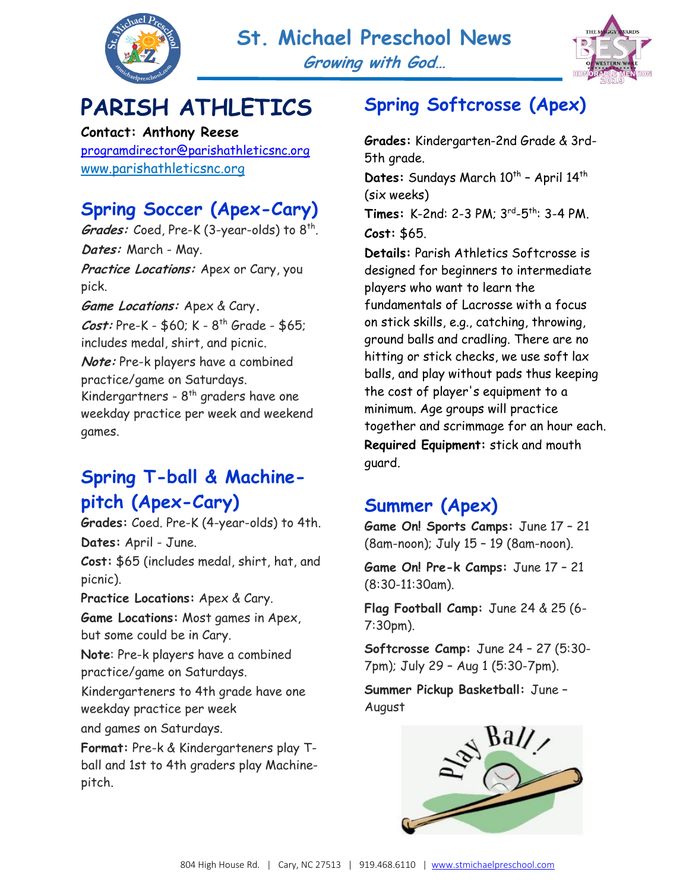# PARISH ATHLETICS

**Contact: Anthony Reese**
programdirector@parishathleticsnc.org
www.parishathleticsnc.org

## Spring Soccer (Apex-Cary)

***Grades:*** Coed, Pre-K (3-year-olds) to 8th.
***Dates:*** March - May.
***Practice Locations:*** Apex or Cary, you pick.
***Game Locations:*** Apex & Cary.
***Cost:*** Pre-K - $60; K - 8th Grade - $65; includes medal, shirt, and picnic.
***Note:*** Pre-k players have a combined practice/game on Saturdays. Kindergartners - 8th graders have one weekday practice per week and weekend games.

## Spring T-ball & Machine-pitch (Apex-Cary)

**Grades:** Coed. Pre-K (4-year-olds) to 4th.
**Dates:** April - June.
**Cost:** $65 (includes medal, shirt, hat, and picnic).
**Practice Locations:** Apex & Cary.
**Game Locations:** Most games in Apex, but some could be in Cary.
**Note**: Pre-k players have a combined practice/game on Saturdays.
Kindergarteners to 4th grade have one weekday practice per week and games on Saturdays.
**Format:** Pre-k & Kindergarteners play T-ball and 1st to 4th graders play Machine-pitch.

## Spring Softcrosse (Apex)

**Grades:** Kindergarten-2nd Grade & 3rd-5th grade.
**Dates:** Sundays March 10th – April 14th (six weeks)
**Times:** K-2nd: 2-3 PM; 3rd-5th: 3-4 PM.
**Cost:** $65.
**Details:** Parish Athletics Softcrosse is designed for beginners to intermediate players who want to learn the fundamentals of Lacrosse with a focus on stick skills, e.g., catching, throwing, ground balls and cradling. There are no hitting or stick checks, we use soft lax balls, and play without pads thus keeping the cost of player's equipment to a minimum. Age groups will practice together and scrimmage for an hour each.
**Required Equipment:** stick and mouth guard.

## Summer (Apex)

**Game On! Sports Camps:** June 17 – 21 (8am-noon); July 15 – 19 (8am-noon).

**Game On! Pre-k Camps:** June 17 – 21 (8:30-11:30am).

**Flag Football Camp:** June 24 & 25 (6-7:30pm).

**Softcrosse Camp:** June 24 – 27 (5:30-7pm); July 29 – Aug 1 (5:30-7pm).

**Summer Pickup Basketball:** June – August